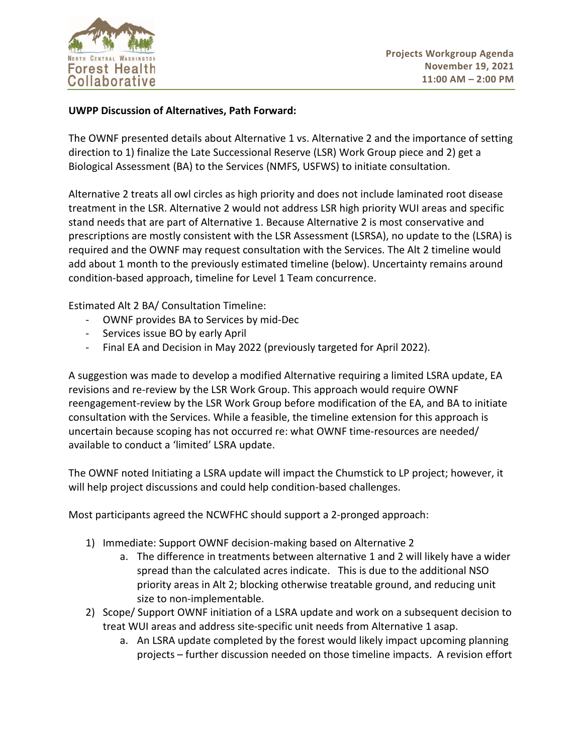Projects Workgroup Agenda
November 19, 2021
11:00 AM – 2:00 PM

**UWPP Discussion of Alternatives, Path Forward:**

The OWNF presented details about Alternative 1 vs. Alternative 2 and the importance of setting direction to 1) finalize the Late Successional Reserve (LSR) Work Group piece and 2) get a Biological Assessment (BA) to the Services (NMFS, USFWS) to initiate consultation.

Alternative 2 treats all owl circles as high priority and does not include laminated root disease treatment in the LSR. Alternative 2 would not address LSR high priority WUI areas and specific stand needs that are part of Alternative 1. Because Alternative 2 is most conservative and prescriptions are mostly consistent with the LSR Assessment (LSRSA), no update to the (LSRA) is required and the OWNF may request consultation with the Services. The Alt 2 timeline would add about 1 month to the previously estimated timeline (below). Uncertainty remains around condition-based approach, timeline for Level 1 Team concurrence.

Estimated Alt 2 BA/ Consultation Timeline:

- OWNF provides BA to Services by mid-Dec
- Services issue BO by early April
- Final EA and Decision in May 2022 (previously targeted for April 2022).

A suggestion was made to develop a modified Alternative requiring a limited LSRA update, EA revisions and re-review by the LSR Work Group. This approach would require OWNF reengagement-review by the LSR Work Group before modification of the EA, and BA to initiate consultation with the Services. While a feasible, the timeline extension for this approach is uncertain because scoping has not occurred re: what OWNF time-resources are needed/ available to conduct a 'limited' LSRA update.

The OWNF noted Initiating a LSRA update will impact the Chumstick to LP project; however, it will help project discussions and could help condition-based challenges.

Most participants agreed the NCWFHC should support a 2-pronged approach:

1) Immediate: Support OWNF decision-making based on Alternative 2
    a. The difference in treatments between alternative 1 and 2 will likely have a wider spread than the calculated acres indicate. This is due to the additional NSO priority areas in Alt 2; blocking otherwise treatable ground, and reducing unit size to non-implementable.
2) Scope/ Support OWNF initiation of a LSRA update and work on a subsequent decision to treat WUI areas and address site-specific unit needs from Alternative 1 asap.
    a. An LSRA update completed by the forest would likely impact upcoming planning projects – further discussion needed on those timeline impacts. A revision effort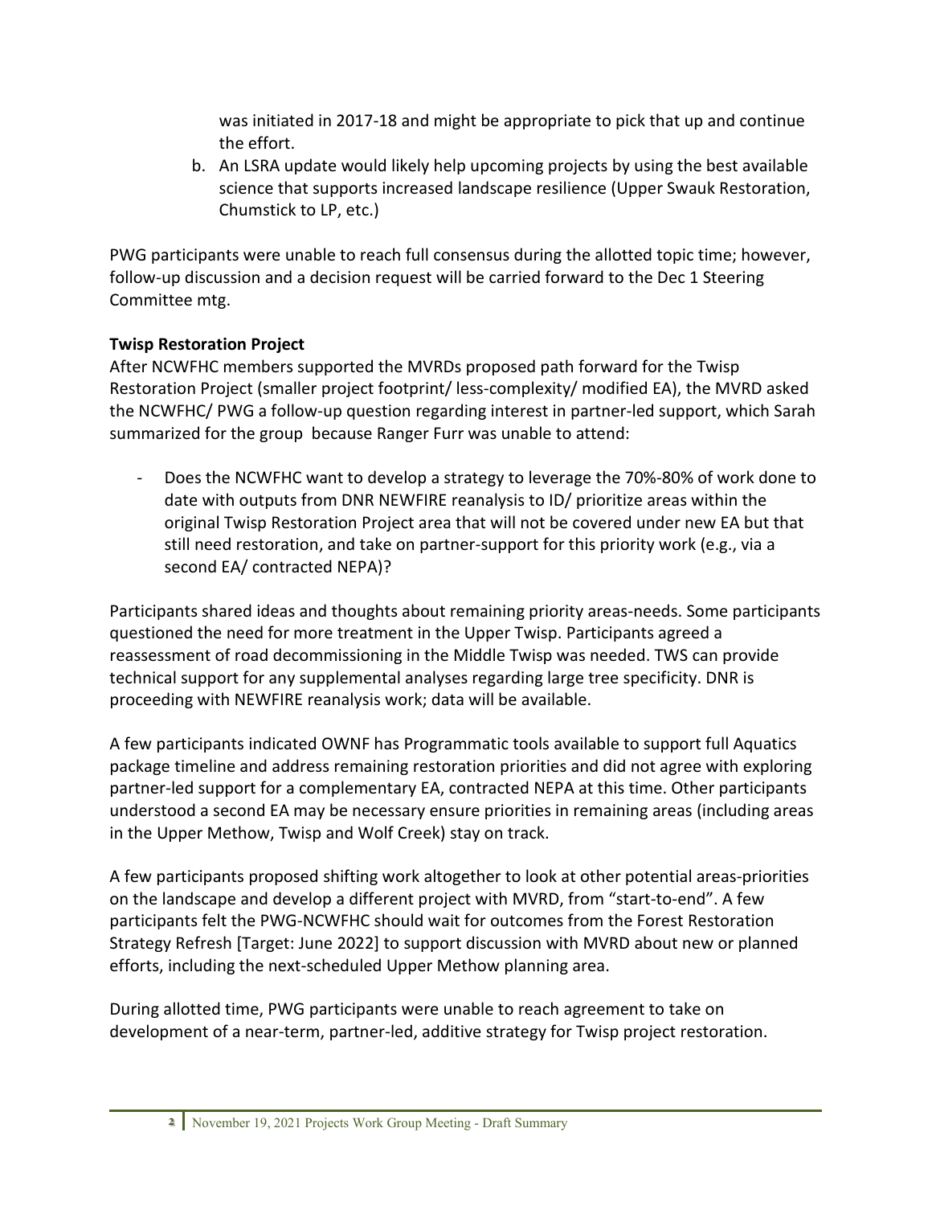was initiated in 2017-18 and might be appropriate to pick that up and continue the effort.

b. An LSRA update would likely help upcoming projects by using the best available science that supports increased landscape resilience (Upper Swauk Restoration, Chumstick to LP, etc.)

PWG participants were unable to reach full consensus during the allotted topic time; however, follow-up discussion and a decision request will be carried forward to the Dec 1 Steering Committee mtg.

**Twisp Restoration Project**

After NCWFHC members supported the MVRDs proposed path forward for the Twisp Restoration Project (smaller project footprint/ less-complexity/ modified EA), the MVRD asked the NCWFHC/ PWG a follow-up question regarding interest in partner-led support, which Sarah summarized for the group because Ranger Furr was unable to attend:

- Does the NCWFHC want to develop a strategy to leverage the 70%-80% of work done to date with outputs from DNR NEWFIRE reanalysis to ID/ prioritize areas within the original Twisp Restoration Project area that will not be covered under new EA but that still need restoration, and take on partner-support for this priority work (e.g., via a second EA/ contracted NEPA)?

Participants shared ideas and thoughts about remaining priority areas-needs. Some participants questioned the need for more treatment in the Upper Twisp. Participants agreed a reassessment of road decommissioning in the Middle Twisp was needed. TWS can provide technical support for any supplemental analyses regarding large tree specificity. DNR is proceeding with NEWFIRE reanalysis work; data will be available.

A few participants indicated OWNF has Programmatic tools available to support full Aquatics package timeline and address remaining restoration priorities and did not agree with exploring partner-led support for a complementary EA, contracted NEPA at this time. Other participants understood a second EA may be necessary ensure priorities in remaining areas (including areas in the Upper Methow, Twisp and Wolf Creek) stay on track.

A few participants proposed shifting work altogether to look at other potential areas-priorities on the landscape and develop a different project with MVRD, from "start-to-end". A few participants felt the PWG-NCWFHC should wait for outcomes from the Forest Restoration Strategy Refresh [Target: June 2022] to support discussion with MVRD about new or planned efforts, including the next-scheduled Upper Methow planning area.

During allotted time, PWG participants were unable to reach agreement to take on development of a near-term, partner-led, additive strategy for Twisp project restoration.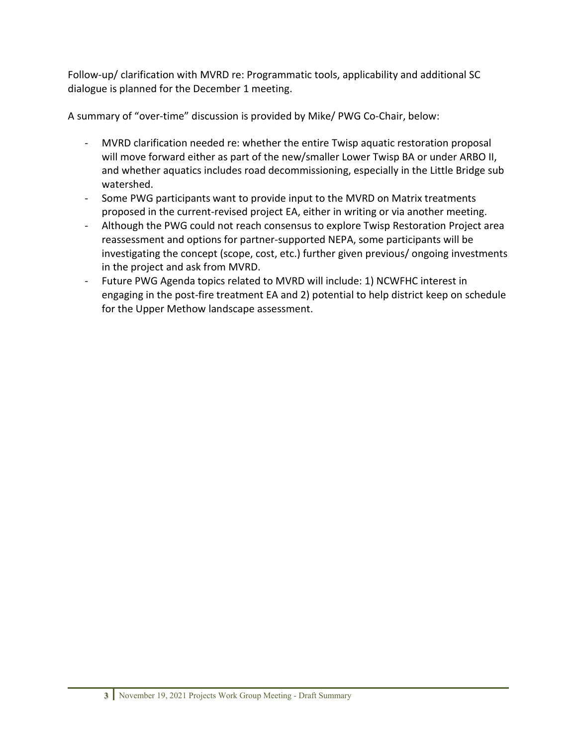Follow-up/ clarification with MVRD re: Programmatic tools, applicability and additional SC dialogue is planned for the December 1 meeting.

A summary of "over-time" discussion is provided by Mike/ PWG Co-Chair, below:

- MVRD clarification needed re: whether the entire Twisp aquatic restoration proposal will move forward either as part of the new/smaller Lower Twisp BA or under ARBO II, and whether aquatics includes road decommissioning, especially in the Little Bridge sub watershed.
- Some PWG participants want to provide input to the MVRD on Matrix treatments proposed in the current-revised project EA, either in writing or via another meeting.
- Although the PWG could not reach consensus to explore Twisp Restoration Project area reassessment and options for partner-supported NEPA, some participants will be investigating the concept (scope, cost, etc.) further given previous/ ongoing investments in the project and ask from MVRD.
- Future PWG Agenda topics related to MVRD will include: 1) NCWFHC interest in engaging in the post-fire treatment EA and 2) potential to help district keep on schedule for the Upper Methow landscape assessment.